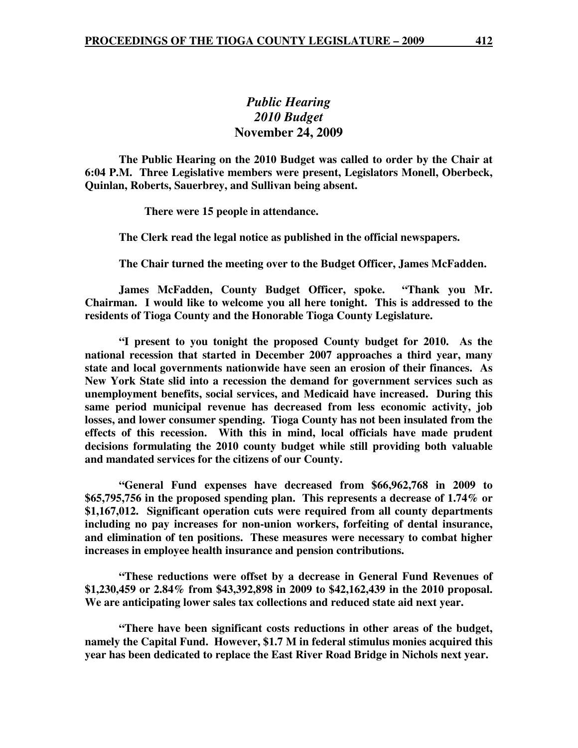# *Public Hearing*
# *2010 Budget*
## November 24, 2009

**The Public Hearing on the 2010 Budget was called to order by the Chair at 6:04 P.M. Three Legislative members were present, Legislators Monell, Oberbeck, Quinlan, Roberts, Sauerbrey, and Sullivan being absent.**

**There were 15 people in attendance.**

**The Clerk read the legal notice as published in the official newspapers.**

**The Chair turned the meeting over to the Budget Officer, James McFadden.**

**James McFadden, County Budget Officer, spoke. "Thank you Mr. Chairman. I would like to welcome you all here tonight. This is addressed to the residents of Tioga County and the Honorable Tioga County Legislature.**

**"I present to you tonight the proposed County budget for 2010. As the national recession that started in December 2007 approaches a third year, many state and local governments nationwide have seen an erosion of their finances. As New York State slid into a recession the demand for government services such as unemployment benefits, social services, and Medicaid have increased. During this same period municipal revenue has decreased from less economic activity, job losses, and lower consumer spending. Tioga County has not been insulated from the effects of this recession. With this in mind, local officials have made prudent decisions formulating the 2010 county budget while still providing both valuable and mandated services for the citizens of our County.**

**"General Fund expenses have decreased from $66,962,768 in 2009 to $65,795,756 in the proposed spending plan. This represents a decrease of 1.74% or $1,167,012. Significant operation cuts were required from all county departments including no pay increases for non-union workers, forfeiting of dental insurance, and elimination of ten positions. These measures were necessary to combat higher increases in employee health insurance and pension contributions.**

**"These reductions were offset by a decrease in General Fund Revenues of $1,230,459 or 2.84% from $43,392,898 in 2009 to $42,162,439 in the 2010 proposal. We are anticipating lower sales tax collections and reduced state aid next year.**

**"There have been significant costs reductions in other areas of the budget, namely the Capital Fund. However, $1.7 M in federal stimulus monies acquired this year has been dedicated to replace the East River Road Bridge in Nichols next year.**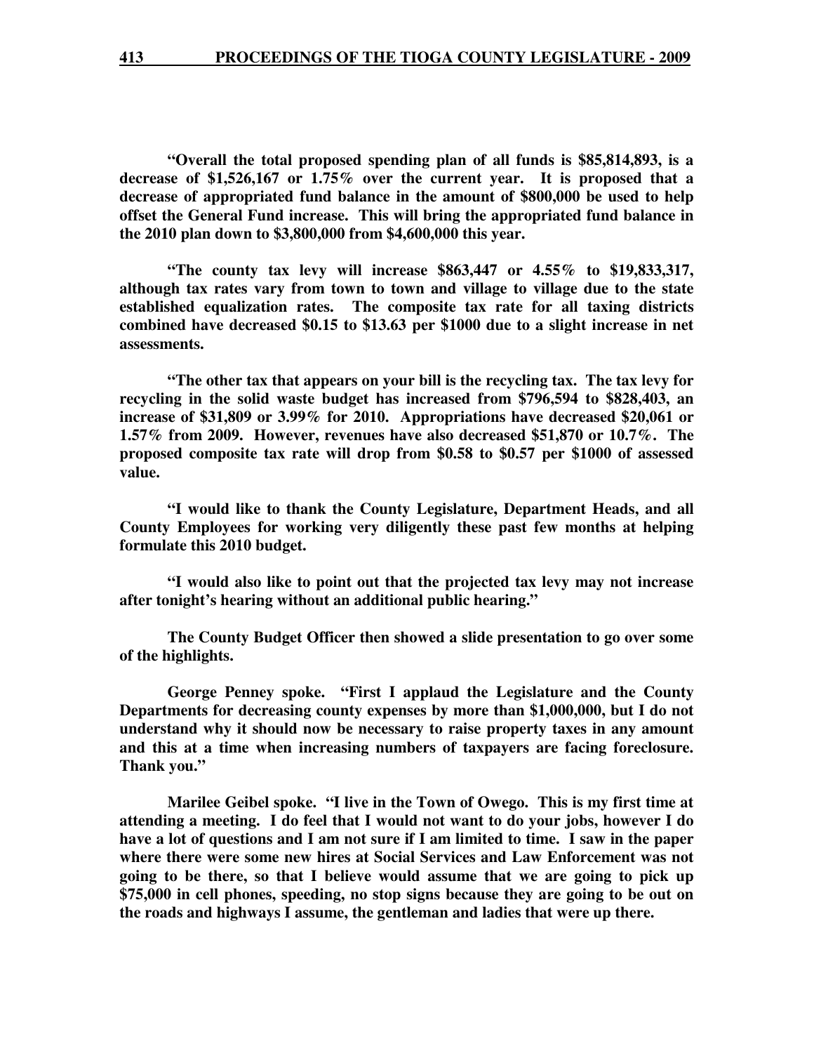**"Overall the total proposed spending plan of all funds is $85,814,893, is a decrease of $1,526,167 or 1.75% over the current year. It is proposed that a decrease of appropriated fund balance in the amount of $800,000 be used to help offset the General Fund increase. This will bring the appropriated fund balance in the 2010 plan down to $3,800,000 from $4,600,000 this year.**

**"The county tax levy will increase $863,447 or 4.55% to $19,833,317, although tax rates vary from town to town and village to village due to the state established equalization rates. The composite tax rate for all taxing districts combined have decreased $0.15 to $13.63 per $1000 due to a slight increase in net assessments.**

**"The other tax that appears on your bill is the recycling tax. The tax levy for recycling in the solid waste budget has increased from $796,594 to $828,403, an increase of $31,809 or 3.99% for 2010. Appropriations have decreased $20,061 or 1.57% from 2009. However, revenues have also decreased $51,870 or 10.7%. The proposed composite tax rate will drop from $0.58 to $0.57 per $1000 of assessed value.**

**"I would like to thank the County Legislature, Department Heads, and all County Employees for working very diligently these past few months at helping formulate this 2010 budget.**

**"I would also like to point out that the projected tax levy may not increase after tonight's hearing without an additional public hearing."**

**The County Budget Officer then showed a slide presentation to go over some of the highlights.**

**George Penney spoke. "First I applaud the Legislature and the County Departments for decreasing county expenses by more than $1,000,000, but I do not understand why it should now be necessary to raise property taxes in any amount and this at a time when increasing numbers of taxpayers are facing foreclosure. Thank you."**

**Marilee Geibel spoke. "I live in the Town of Owego. This is my first time at attending a meeting. I do feel that I would not want to do your jobs, however I do have a lot of questions and I am not sure if I am limited to time. I saw in the paper where there were some new hires at Social Services and Law Enforcement was not going to be there, so that I believe would assume that we are going to pick up $75,000 in cell phones, speeding, no stop signs because they are going to be out on the roads and highways I assume, the gentleman and ladies that were up there.**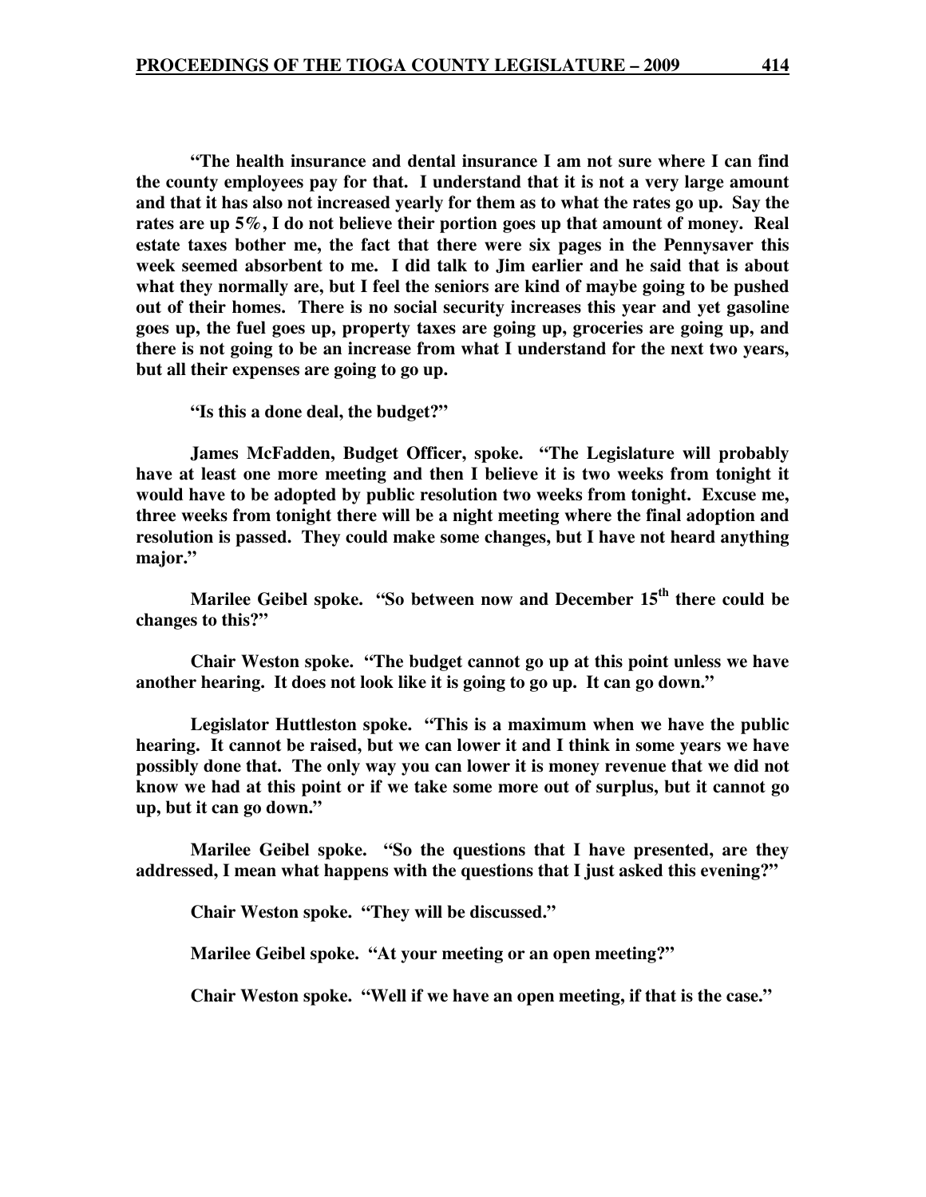**"The health insurance and dental insurance I am not sure where I can find the county employees pay for that. I understand that it is not a very large amount and that it has also not increased yearly for them as to what the rates go up. Say the rates are up 5%, I do not believe their portion goes up that amount of money. Real estate taxes bother me, the fact that there were six pages in the Pennysaver this week seemed absorbent to me. I did talk to Jim earlier and he said that is about what they normally are, but I feel the seniors are kind of maybe going to be pushed out of their homes. There is no social security increases this year and yet gasoline goes up, the fuel goes up, property taxes are going up, groceries are going up, and there is not going to be an increase from what I understand for the next two years, but all their expenses are going to go up.**

**"Is this a done deal, the budget?"**

**James McFadden, Budget Officer, spoke. "The Legislature will probably have at least one more meeting and then I believe it is two weeks from tonight it would have to be adopted by public resolution two weeks from tonight. Excuse me, three weeks from tonight there will be a night meeting where the final adoption and resolution is passed. They could make some changes, but I have not heard anything major."**

**Marilee Geibel spoke. "So between now and December 15th there could be changes to this?"**

**Chair Weston spoke. "The budget cannot go up at this point unless we have another hearing. It does not look like it is going to go up. It can go down."**

**Legislator Huttleston spoke. "This is a maximum when we have the public hearing. It cannot be raised, but we can lower it and I think in some years we have possibly done that. The only way you can lower it is money revenue that we did not know we had at this point or if we take some more out of surplus, but it cannot go up, but it can go down."**

**Marilee Geibel spoke. "So the questions that I have presented, are they addressed, I mean what happens with the questions that I just asked this evening?"**

**Chair Weston spoke. "They will be discussed."**

**Marilee Geibel spoke. "At your meeting or an open meeting?"**

**Chair Weston spoke. "Well if we have an open meeting, if that is the case."**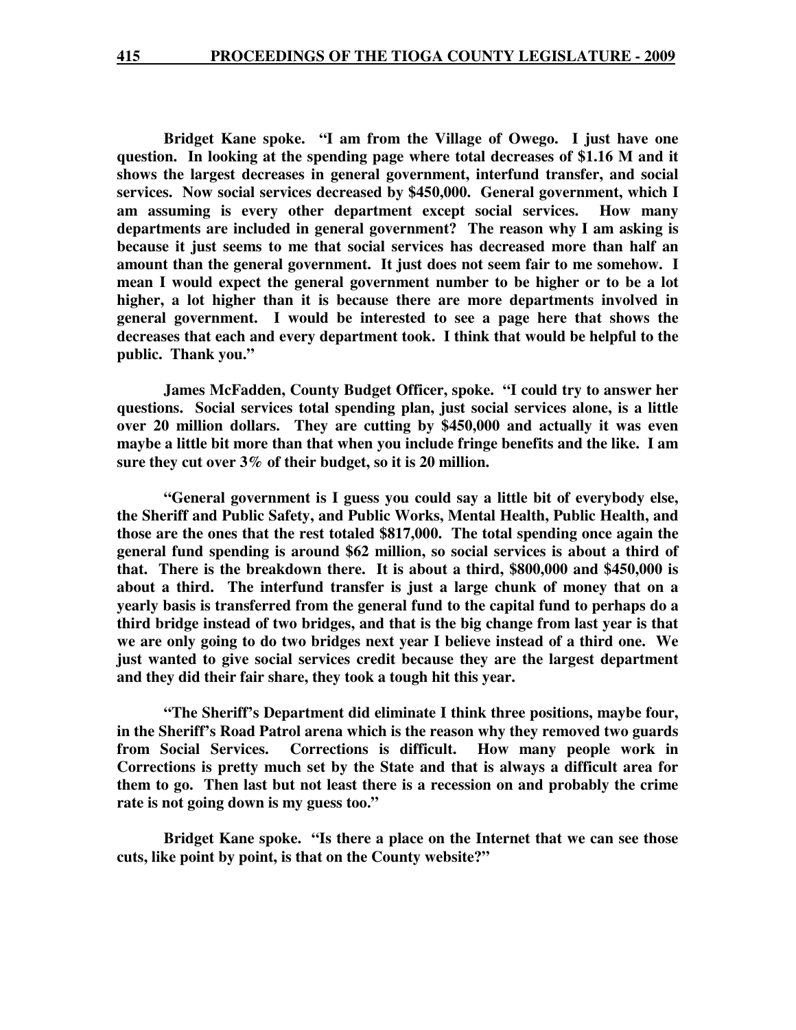**Bridget Kane spoke. "I am from the Village of Owego. I just have one question. In looking at the spending page where total decreases of $1.16 M and it shows the largest decreases in general government, interfund transfer, and social services. Now social services decreased by $450,000. General government, which I am assuming is every other department except social services. How many departments are included in general government? The reason why I am asking is because it just seems to me that social services has decreased more than half an amount than the general government. It just does not seem fair to me somehow. I mean I would expect the general government number to be higher or to be a lot higher, a lot higher than it is because there are more departments involved in general government. I would be interested to see a page here that shows the decreases that each and every department took. I think that would be helpful to the public. Thank you."**

**James McFadden, County Budget Officer, spoke. "I could try to answer her questions. Social services total spending plan, just social services alone, is a little over 20 million dollars. They are cutting by $450,000 and actually it was even maybe a little bit more than that when you include fringe benefits and the like. I am sure they cut over 3% of their budget, so it is 20 million.**

**"General government is I guess you could say a little bit of everybody else, the Sheriff and Public Safety, and Public Works, Mental Health, Public Health, and those are the ones that the rest totaled $817,000. The total spending once again the general fund spending is around $62 million, so social services is about a third of that. There is the breakdown there. It is about a third, $800,000 and $450,000 is about a third. The interfund transfer is just a large chunk of money that on a yearly basis is transferred from the general fund to the capital fund to perhaps do a third bridge instead of two bridges, and that is the big change from last year is that we are only going to do two bridges next year I believe instead of a third one. We just wanted to give social services credit because they are the largest department and they did their fair share, they took a tough hit this year.**

**"The Sheriff's Department did eliminate I think three positions, maybe four, in the Sheriff's Road Patrol arena which is the reason why they removed two guards from Social Services. Corrections is difficult. How many people work in Corrections is pretty much set by the State and that is always a difficult area for them to go. Then last but not least there is a recession on and probably the crime rate is not going down is my guess too."**

**Bridget Kane spoke. "Is there a place on the Internet that we can see those cuts, like point by point, is that on the County website?"**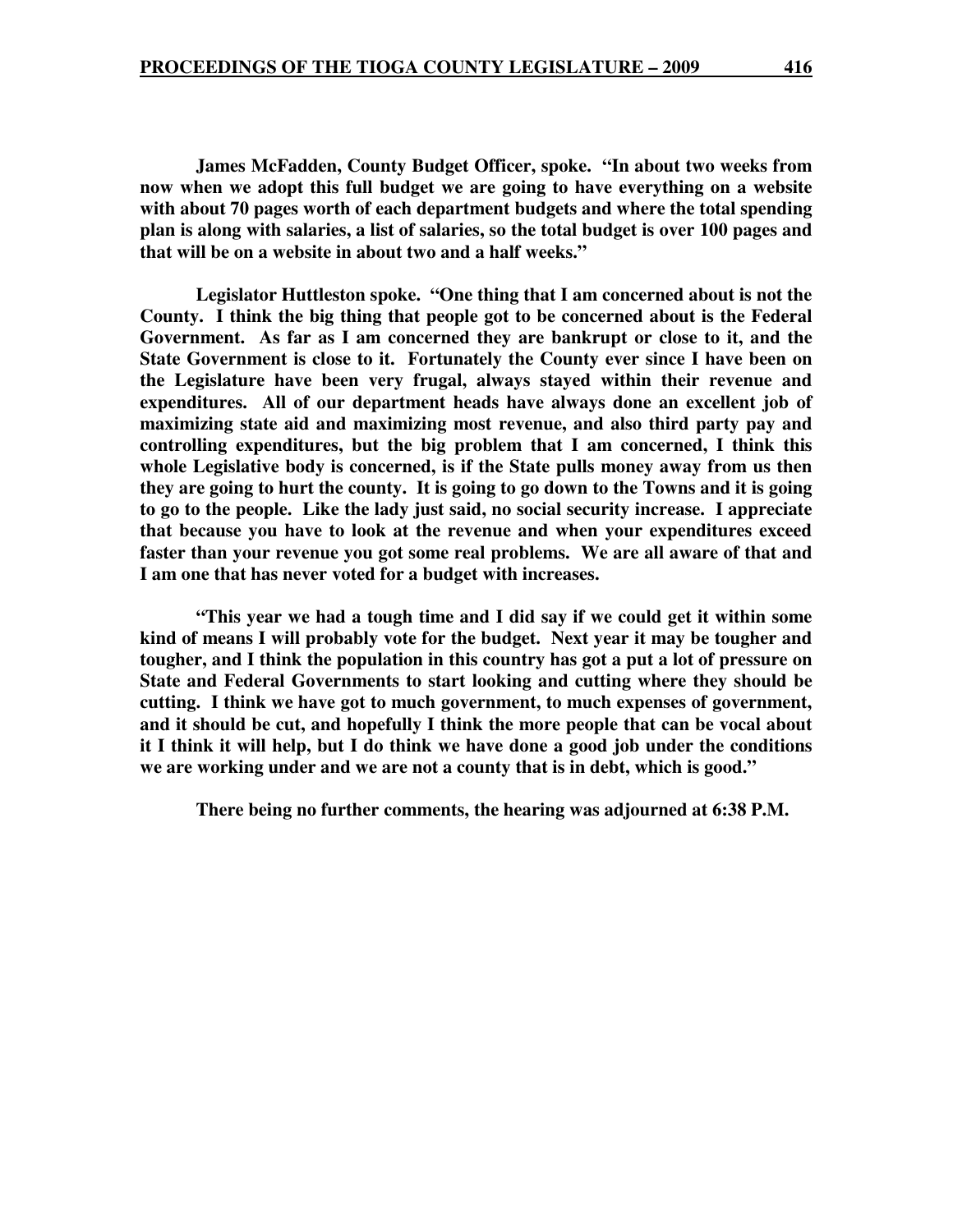**James McFadden, County Budget Officer, spoke. "In about two weeks from now when we adopt this full budget we are going to have everything on a website with about 70 pages worth of each department budgets and where the total spending plan is along with salaries, a list of salaries, so the total budget is over 100 pages and that will be on a website in about two and a half weeks."**

**Legislator Huttleston spoke. "One thing that I am concerned about is not the County. I think the big thing that people got to be concerned about is the Federal Government. As far as I am concerned they are bankrupt or close to it, and the State Government is close to it. Fortunately the County ever since I have been on the Legislature have been very frugal, always stayed within their revenue and expenditures. All of our department heads have always done an excellent job of maximizing state aid and maximizing most revenue, and also third party pay and controlling expenditures, but the big problem that I am concerned, I think this whole Legislative body is concerned, is if the State pulls money away from us then they are going to hurt the county. It is going to go down to the Towns and it is going to go to the people. Like the lady just said, no social security increase. I appreciate that because you have to look at the revenue and when your expenditures exceed faster than your revenue you got some real problems. We are all aware of that and I am one that has never voted for a budget with increases.**

**"This year we had a tough time and I did say if we could get it within some kind of means I will probably vote for the budget. Next year it may be tougher and tougher, and I think the population in this country has got a put a lot of pressure on State and Federal Governments to start looking and cutting where they should be cutting. I think we have got to much government, to much expenses of government, and it should be cut, and hopefully I think the more people that can be vocal about it I think it will help, but I do think we have done a good job under the conditions we are working under and we are not a county that is in debt, which is good."**

**There being no further comments, the hearing was adjourned at 6:38 P.M.**